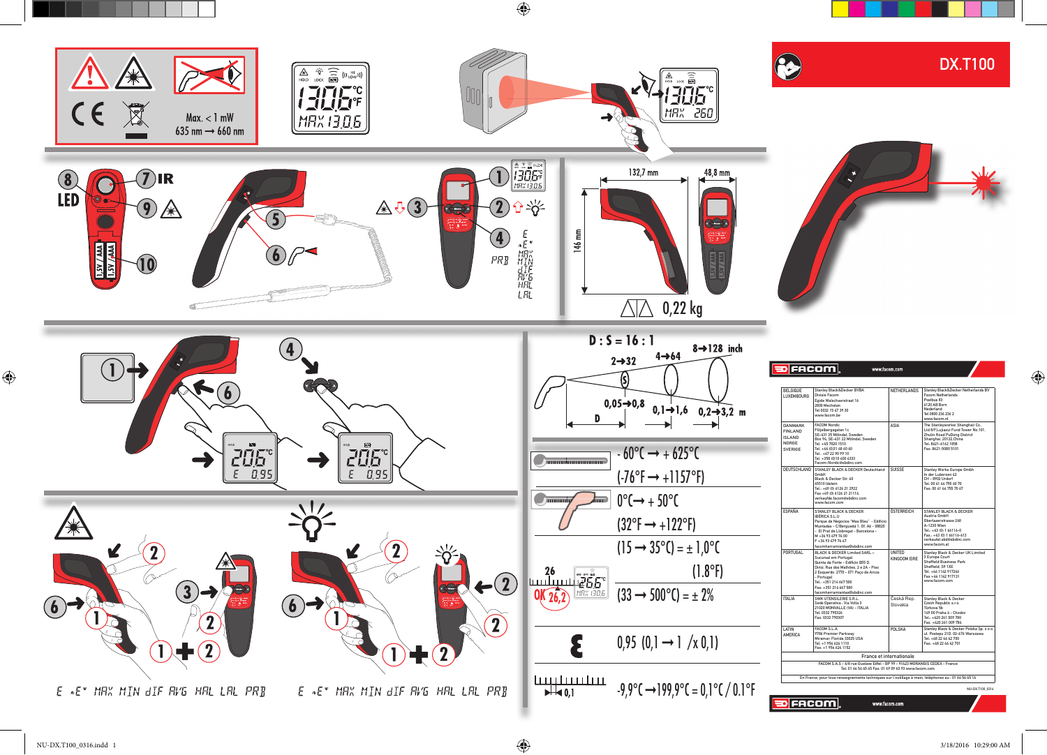# DX.T100

Max. < 1 mW
635 nm → 660 nm

HOLD LOCK
1306 °C °F
MAX 1306

1306 °C
MAX 260

8 LED
7 IR
9
10
1.5V AAA 1.5V AAA

5
6

1 2 3 4

E
E*
MAX
MIN
dIF
AVG
HAL
LAL
PRB

132,7 mm
48,8 mm
146 mm
0,22 kg

D : S = 16 : 1

2→32
4→64
8→128 inch
0,05→0,8
0,1→1,6
0,2→3,2 m
D
S

- 60°C → + 625°C
(-76°F → +1157°F)

0°C → + 50°C
(32°F → +122°F)

(15 → 35°C) = ± 1,0°C
(1.8°F)

26
OK 26,2
266 °C
MAX 1306

(33 → 500°C) = ± 2%

ε 0,95 (0,1 → 1 / x 0,1)

0,1
-9,9°C → 199,9°C = 0,1°C / 0.1°F

206 °C
E 0.95

E E* MAX MIN dIF AVG HAL LAL PRB

E E* MAX MIN dIF AVG HAL LAL PRB

FACOM www.facom.com

| BELGIQUE LUXEMBOURG | Stanley Black&Decker BVBA Divisie Facom Egide Walschaertsstraat 16 2800 Mechelen Tel 0032 15 47 39 30 www.facom.be | NETHERLANDS | Stanley Black&Decker Netherlands BV Facom Netherlands Postbus 83 6120 AB Born Nederland Tel 0800 236 236 2 www.facom.nl |
|---|---|---|---|
| DANMARK FINLAND ISLAND NORGE SVERIGE | FACOM Nordic Flöjelbergsgatan 1c SE-431 35 Mölndal, Sweden Box 94, SE-431 22 Mölndal, Sweden Tel. +45 7020 1510 Tel. +46 (0)31 68 60 60 Tel.. +47 22 90 99 10 Tel. +358 (0)10 400 4333 Facom-Nordic@sbdinc.com | ASIA | The Stanleyworks' Shanghai Co., Ltd 8/F Lujiazui Fund Tower No.101, Zhulin Road PuDong District Shanghai. 20122 China Tel.: 8621-6162 1858 Fax: 8621-5080 5101 |
| DEUTSCHLAND | STANLEY BLACK & DECKER Deutschland GmbH Black & Decker Str. 40 65510 Idstein Tel. +49 (0) 6126 21 2922 Fax +49 (0) 6126 21 21114 verkaufde.facom@sbdinc.com www.facom.com | SUISSE | Stanley Works Europe Gmbh In der Luberzen 42 CH - 8902 Urdorf Tel 00 41 44 755 60 70 Fax: 00 41 44 755 70 67 |
| ESPAÑA | STANLEY BLACK & DECKER IBÉRICA S.L.U Parque de Negocios "Mas Blau" - Edificio Muntadas - C/Bergueda 1, Of. A6 - 08820 - El Prat de Llobregat - Barcelona - M +34 93 479 74 00 F +34 93 479 74 47 facomherramientas@sbdinc.com | ÖSTERREICH | STANLEY BLACK & DECKER Austria GmbH Oberlaaerstrasse 248 A-1230 Wien Tel.: +43 (0) 1 66116-0 Fax.: +43 (0) 1 66116-613 verkaufat.sbd@sbdinc.com www.facom.at |
| PORTUGAL | BLACK & DECKER Limited SARL – Sucursal em Portugal Quinta da Fonte - Edificio Q55 D. Diniz. Rua dos Malhões, 2 e 2A – Piso 2 Escritorio 2770 - 071 Paço de Arcos - Portugal Tel.. +351 214 667 500 Fax. +351 214 667 580 facomferramentas@sbdinc.com | UNITED KINGDOM EIRE | Stanley Black & Decker UK Limited 3 Europa Court Sheffield Business Park Sheffield. S9 1XE Tel. +44 1142 917266 Fax +44 1142 917131 www.facom.com |
| ITALIA | SWK UTENSILERIE S.R.L. Sede Operativa - Via Volta 3 21020 MONVALLE (VA) - ITALIA Tel. 0332 790326 Fax. 0332 790307 | Česká Rep. Slovakia | Stanley Black & Decker Czech Republic s.r.o. Türkova 5b 149 00 Praha 4 - Chodov Tel.: +420 261 009 780 Fax.: +420 261 009 784 |
| LATIN AMERICA | FACOM S.L.A. 9786 Premier Parkway Miramar, Florida 33025 USA Tel. +1 954 624 1110 Fax. +1 954 624 1152 | POLSKA | Stanley Black & Decker Polska Sp. z o.o ul. Postepu 21D, 02-676 Warszawa Tel. +48 22 46 42 700 Fax: +48 22 46 42 701 |

France et internationale

FACOM S.A.S - 6/8 rue Gustave Eiffel - BP 99 - 91423 MORANGIS CEDEX - France
Tel. 01 64 54 45 45 Fax. 01 69 09 60 93 www.facom.com

En France, pour tous renseignements techniques sur l'outillage à main, téléphonez au : 01 64 54 45 14

NU-DX.T100_0316

FACOM www.facom.com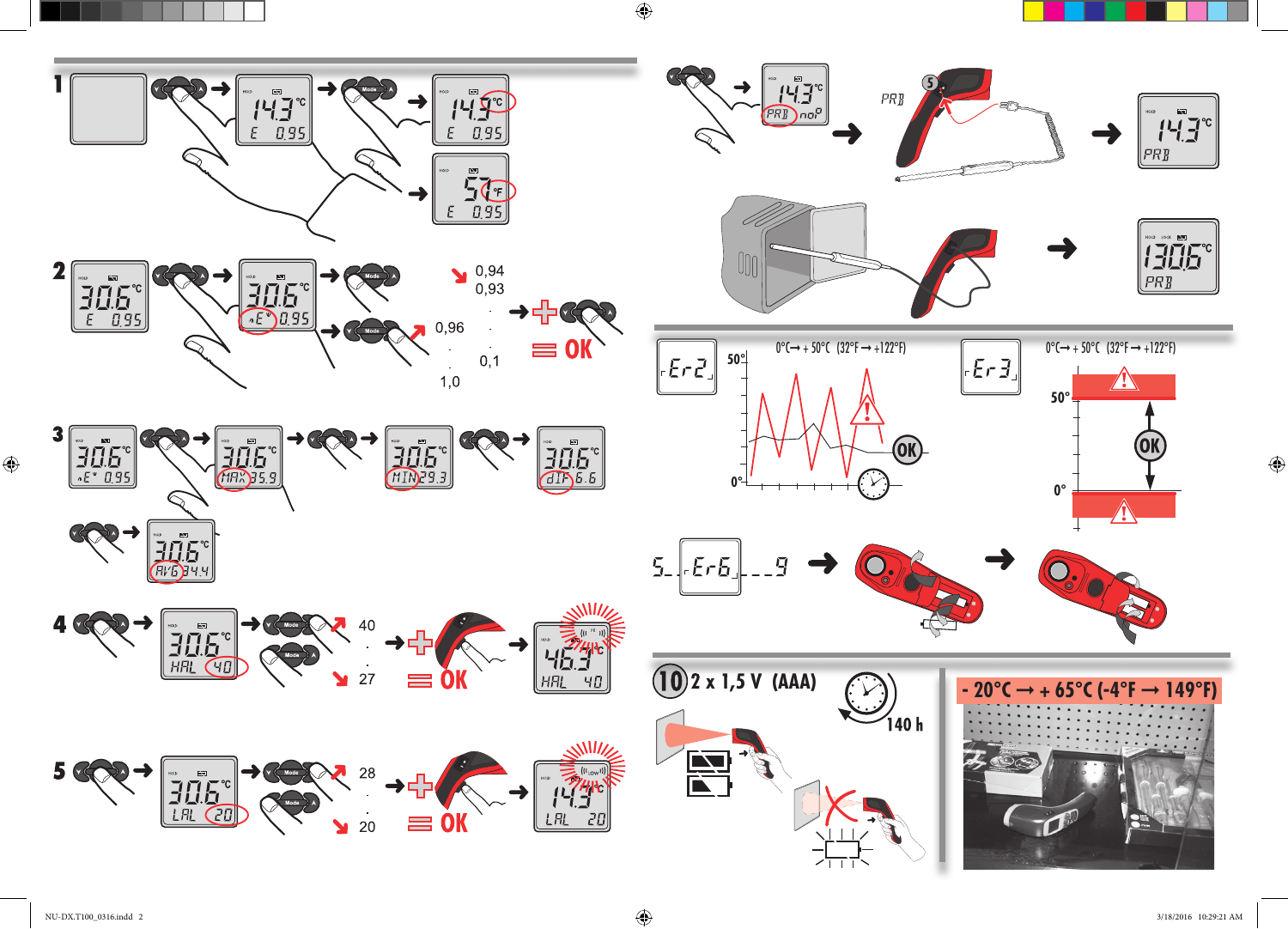1

14.3 °C
E 0.95

14.3 °C
E 0.95

57 °F
E 0.95

2

30.6 °C
E 0.95

30.6 °C
E 0.95

0,94
0,93
.
.
.
0,1

0,96
.
.
1,0

= OK

3

30.6 °C
E 0.95

30.6 °C
MAX 35.9

30.6 °C
MIN 29.3

30.6 °C
dIF 6.6

30.6 °C
AVG 34.4

4

30.6 °C
HAL 40

40
.
.
27

= OK

46.3 °C
HAL 40

5

30.6 °C
LAL 20

28
.
.
20

= OK

14.3 °C
LAL 20

14.3 °C
PRB noP

PRB

14.3 °C
PRB

130.6 °C
PRB

Er2

0°C → + 50°C (32°F → +122°F)

50°

0°

OK

Er3

0°C → + 50°C (32°F → +122°F)

50°

0°

OK

5 _ Er6 _ _ _ 9

10 2 x 1,5 V (AAA)

140 h

- 20°C → + 65°C (-4°F → 149°F)